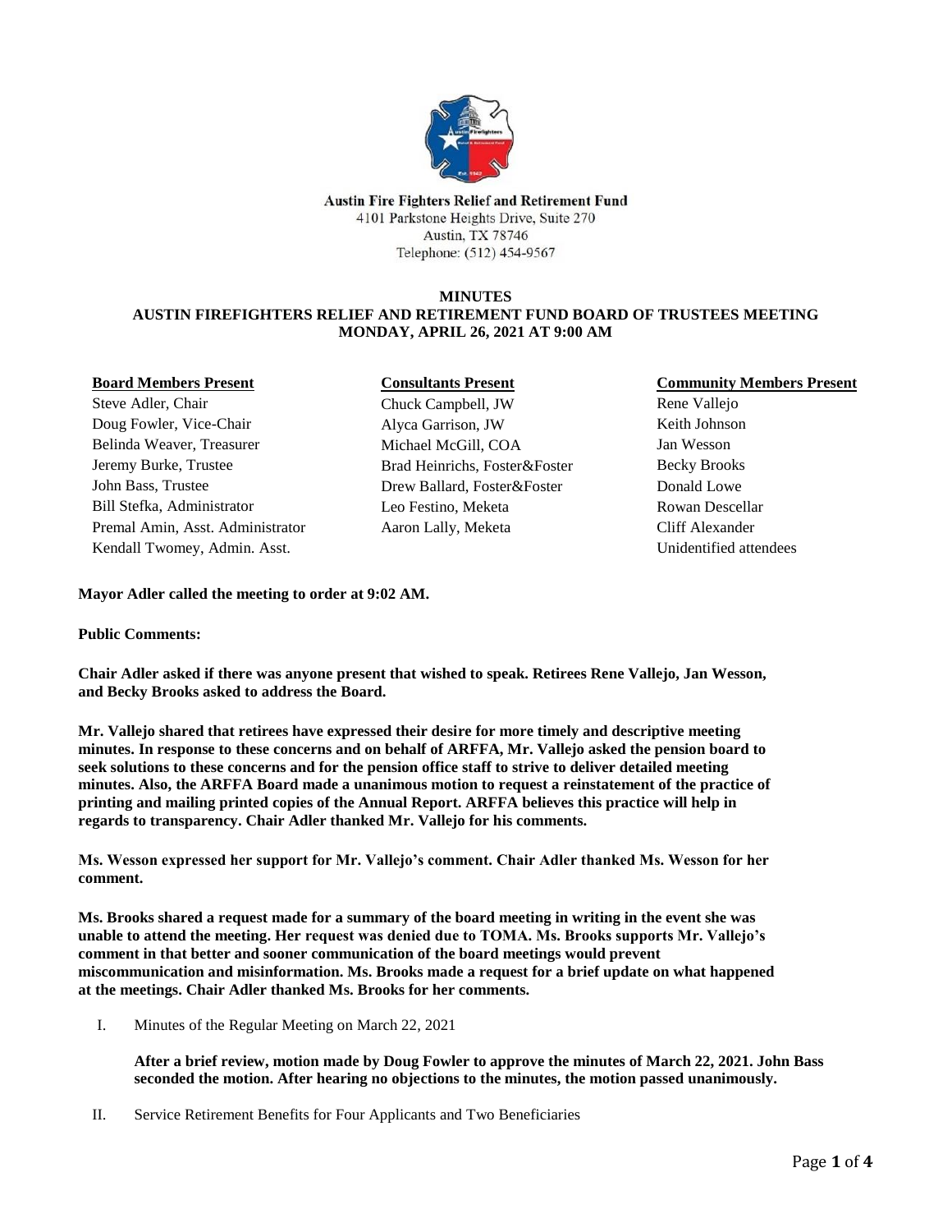**Austin Fire Fighters Relief and Retirement Fund**
4101 Parkstone Heights Drive, Suite 270
Austin, TX 78746
Telephone: (512) 454-9567

# MINUTES
## AUSTIN FIREFIGHTERS RELIEF AND RETIREMENT FUND BOARD OF TRUSTEES MEETING
## MONDAY, APRIL 26, 2021 AT 9:00 AM

| **Board Members Present** | **Consultants Present** | **Community Members Present** |
|---|---|---|
| Steve Adler, Chair | Chuck Campbell, JW | Rene Vallejo |
| Doug Fowler, Vice-Chair | Alyca Garrison, JW | Keith Johnson |
| Belinda Weaver, Treasurer | Michael McGill, COA | Jan Wesson |
| Jeremy Burke, Trustee | Brad Heinrichs, Foster&Foster | Becky Brooks |
| John Bass, Trustee | Drew Ballard, Foster&Foster | Donald Lowe |
| Bill Stefka, Administrator | Leo Festino, Meketa | Rowan Descellar |
| Premal Amin, Asst. Administrator | Aaron Lally, Meketa | Cliff Alexander |
| Kendall Twomey, Admin. Asst. | | Unidentified attendees |

**Mayor Adler called the meeting to order at 9:02 AM.**

**Public Comments:**

**Chair Adler asked if there was anyone present that wished to speak. Retirees Rene Vallejo, Jan Wesson, and Becky Brooks asked to address the Board.**

**Mr. Vallejo shared that retirees have expressed their desire for more timely and descriptive meeting minutes. In response to these concerns and on behalf of ARFFA, Mr. Vallejo asked the pension board to seek solutions to these concerns and for the pension office staff to strive to deliver detailed meeting minutes. Also, the ARFFA Board made a unanimous motion to request a reinstatement of the practice of printing and mailing printed copies of the Annual Report. ARFFA believes this practice will help in regards to transparency. Chair Adler thanked Mr. Vallejo for his comments.**

**Ms. Wesson expressed her support for Mr. Vallejo's comment. Chair Adler thanked Ms. Wesson for her comment.**

**Ms. Brooks shared a request made for a summary of the board meeting in writing in the event she was unable to attend the meeting. Her request was denied due to TOMA. Ms. Brooks supports Mr. Vallejo's comment in that better and sooner communication of the board meetings would prevent miscommunication and misinformation. Ms. Brooks made a request for a brief update on what happened at the meetings. Chair Adler thanked Ms. Brooks for her comments.**

I. Minutes of the Regular Meeting on March 22, 2021

   **After a brief review, motion made by Doug Fowler to approve the minutes of March 22, 2021. John Bass seconded the motion. After hearing no objections to the minutes, the motion passed unanimously.**

II. Service Retirement Benefits for Four Applicants and Two Beneficiaries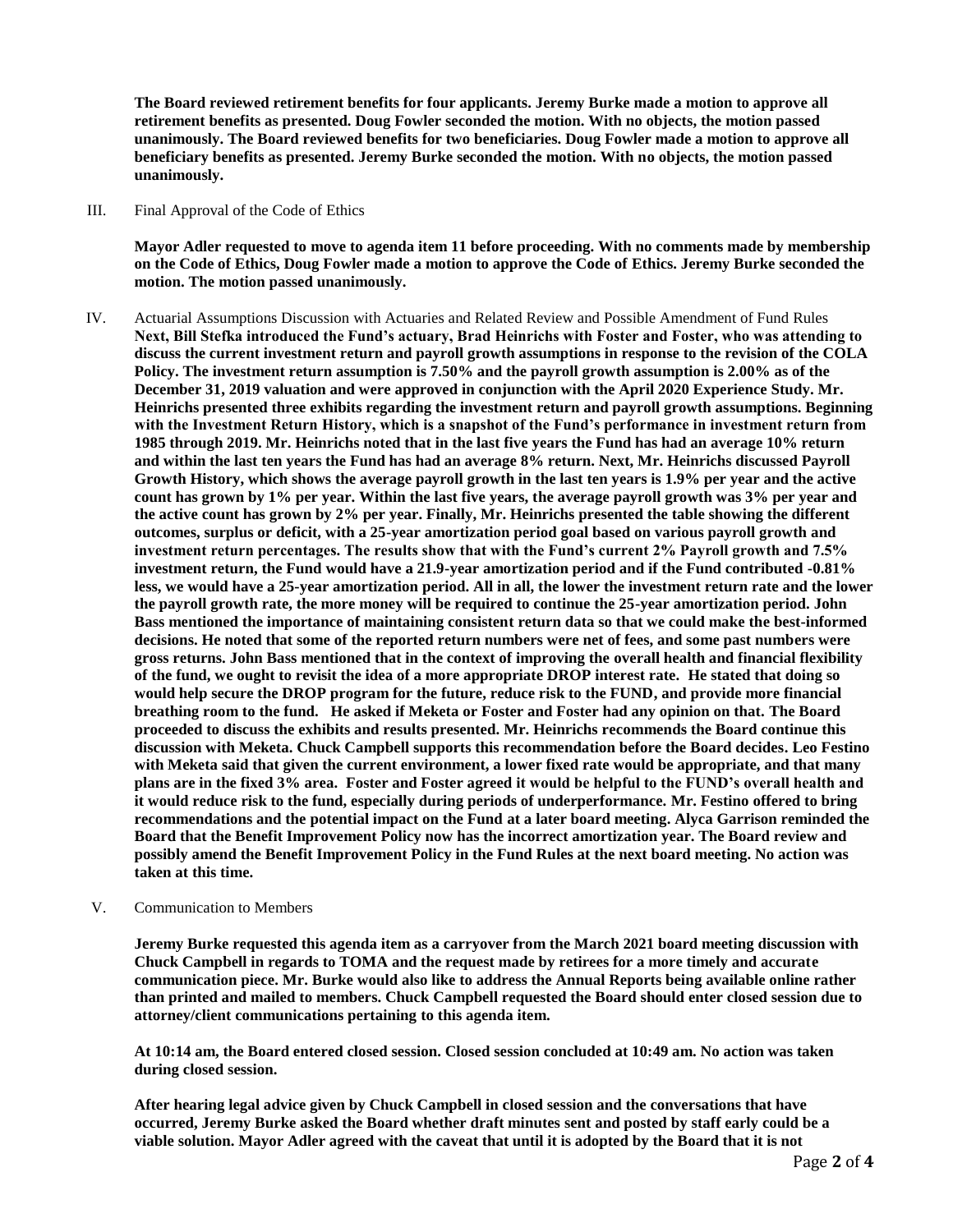**The Board reviewed retirement benefits for four applicants. Jeremy Burke made a motion to approve all retirement benefits as presented. Doug Fowler seconded the motion. With no objects, the motion passed unanimously. The Board reviewed benefits for two beneficiaries. Doug Fowler made a motion to approve all beneficiary benefits as presented. Jeremy Burke seconded the motion. With no objects, the motion passed unanimously.**

III. Final Approval of the Code of Ethics

**Mayor Adler requested to move to agenda item 11 before proceeding. With no comments made by membership on the Code of Ethics, Doug Fowler made a motion to approve the Code of Ethics. Jeremy Burke seconded the motion. The motion passed unanimously.**

IV. Actuarial Assumptions Discussion with Actuaries and Related Review and Possible Amendment of Fund Rules

**Next, Bill Stefka introduced the Fund's actuary, Brad Heinrichs with Foster and Foster, who was attending to discuss the current investment return and payroll growth assumptions in response to the revision of the COLA Policy. The investment return assumption is 7.50% and the payroll growth assumption is 2.00% as of the December 31, 2019 valuation and were approved in conjunction with the April 2020 Experience Study. Mr. Heinrichs presented three exhibits regarding the investment return and payroll growth assumptions. Beginning with the Investment Return History, which is a snapshot of the Fund's performance in investment return from 1985 through 2019. Mr. Heinrichs noted that in the last five years the Fund has had an average 10% return and within the last ten years the Fund has had an average 8% return. Next, Mr. Heinrichs discussed Payroll Growth History, which shows the average payroll growth in the last ten years is 1.9% per year and the active count has grown by 1% per year. Within the last five years, the average payroll growth was 3% per year and the active count has grown by 2% per year. Finally, Mr. Heinrichs presented the table showing the different outcomes, surplus or deficit, with a 25-year amortization period goal based on various payroll growth and investment return percentages. The results show that with the Fund's current 2% Payroll growth and 7.5% investment return, the Fund would have a 21.9-year amortization period and if the Fund contributed -0.81% less, we would have a 25-year amortization period. All in all, the lower the investment return rate and the lower the payroll growth rate, the more money will be required to continue the 25-year amortization period. John Bass mentioned the importance of maintaining consistent return data so that we could make the best-informed decisions. He noted that some of the reported return numbers were net of fees, and some past numbers were gross returns. John Bass mentioned that in the context of improving the overall health and financial flexibility of the fund, we ought to revisit the idea of a more appropriate DROP interest rate. He stated that doing so would help secure the DROP program for the future, reduce risk to the FUND, and provide more financial breathing room to the fund. He asked if Meketa or Foster and Foster had any opinion on that. The Board proceeded to discuss the exhibits and results presented. Mr. Heinrichs recommends the Board continue this discussion with Meketa. Chuck Campbell supports this recommendation before the Board decides. Leo Festino with Meketa said that given the current environment, a lower fixed rate would be appropriate, and that many plans are in the fixed 3% area. Foster and Foster agreed it would be helpful to the FUND's overall health and it would reduce risk to the fund, especially during periods of underperformance. Mr. Festino offered to bring recommendations and the potential impact on the Fund at a later board meeting. Alyca Garrison reminded the Board that the Benefit Improvement Policy now has the incorrect amortization year. The Board review and possibly amend the Benefit Improvement Policy in the Fund Rules at the next board meeting. No action was taken at this time.**

V. Communication to Members

**Jeremy Burke requested this agenda item as a carryover from the March 2021 board meeting discussion with Chuck Campbell in regards to TOMA and the request made by retirees for a more timely and accurate communication piece. Mr. Burke would also like to address the Annual Reports being available online rather than printed and mailed to members. Chuck Campbell requested the Board should enter closed session due to attorney/client communications pertaining to this agenda item.**

**At 10:14 am, the Board entered closed session. Closed session concluded at 10:49 am. No action was taken during closed session.**

**After hearing legal advice given by Chuck Campbell in closed session and the conversations that have occurred, Jeremy Burke asked the Board whether draft minutes sent and posted by staff early could be a viable solution. Mayor Adler agreed with the caveat that until it is adopted by the Board that it is not**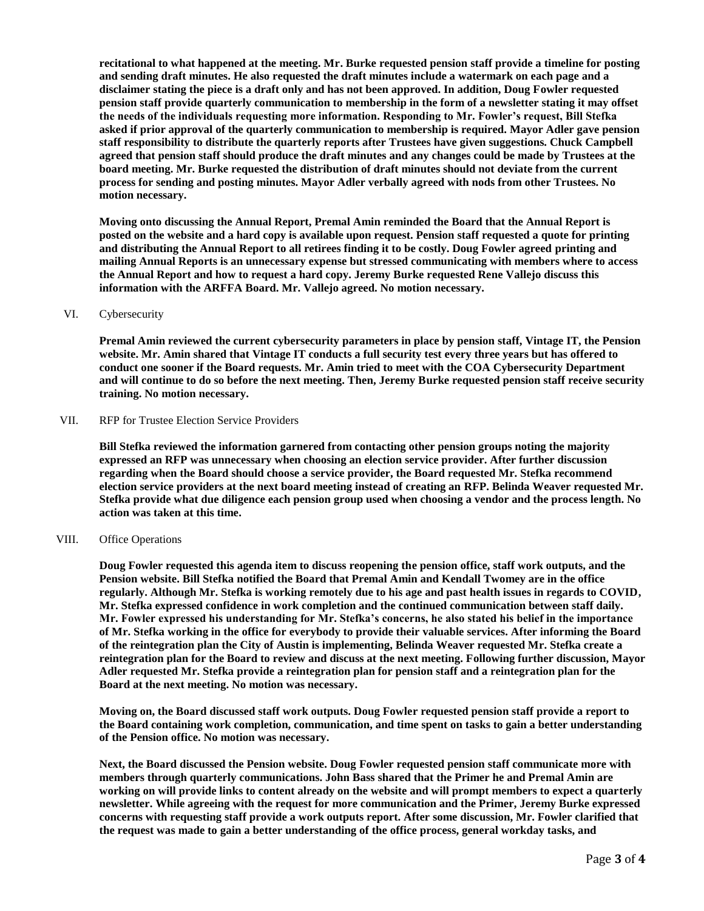**recitational to what happened at the meeting. Mr. Burke requested pension staff provide a timeline for posting and sending draft minutes. He also requested the draft minutes include a watermark on each page and a disclaimer stating the piece is a draft only and has not been approved. In addition, Doug Fowler requested pension staff provide quarterly communication to membership in the form of a newsletter stating it may offset the needs of the individuals requesting more information. Responding to Mr. Fowler's request, Bill Stefka asked if prior approval of the quarterly communication to membership is required. Mayor Adler gave pension staff responsibility to distribute the quarterly reports after Trustees have given suggestions. Chuck Campbell agreed that pension staff should produce the draft minutes and any changes could be made by Trustees at the board meeting. Mr. Burke requested the distribution of draft minutes should not deviate from the current process for sending and posting minutes. Mayor Adler verbally agreed with nods from other Trustees. No motion necessary.**

**Moving onto discussing the Annual Report, Premal Amin reminded the Board that the Annual Report is posted on the website and a hard copy is available upon request. Pension staff requested a quote for printing and distributing the Annual Report to all retirees finding it to be costly. Doug Fowler agreed printing and mailing Annual Reports is an unnecessary expense but stressed communicating with members where to access the Annual Report and how to request a hard copy. Jeremy Burke requested Rene Vallejo discuss this information with the ARFFA Board. Mr. Vallejo agreed. No motion necessary.**

VI. Cybersecurity

**Premal Amin reviewed the current cybersecurity parameters in place by pension staff, Vintage IT, the Pension website. Mr. Amin shared that Vintage IT conducts a full security test every three years but has offered to conduct one sooner if the Board requests. Mr. Amin tried to meet with the COA Cybersecurity Department and will continue to do so before the next meeting. Then, Jeremy Burke requested pension staff receive security training. No motion necessary.**

VII. RFP for Trustee Election Service Providers

**Bill Stefka reviewed the information garnered from contacting other pension groups noting the majority expressed an RFP was unnecessary when choosing an election service provider. After further discussion regarding when the Board should choose a service provider, the Board requested Mr. Stefka recommend election service providers at the next board meeting instead of creating an RFP. Belinda Weaver requested Mr. Stefka provide what due diligence each pension group used when choosing a vendor and the process length. No action was taken at this time.**

VIII. Office Operations

**Doug Fowler requested this agenda item to discuss reopening the pension office, staff work outputs, and the Pension website. Bill Stefka notified the Board that Premal Amin and Kendall Twomey are in the office regularly. Although Mr. Stefka is working remotely due to his age and past health issues in regards to COVID, Mr. Stefka expressed confidence in work completion and the continued communication between staff daily. Mr. Fowler expressed his understanding for Mr. Stefka's concerns, he also stated his belief in the importance of Mr. Stefka working in the office for everybody to provide their valuable services. After informing the Board of the reintegration plan the City of Austin is implementing, Belinda Weaver requested Mr. Stefka create a reintegration plan for the Board to review and discuss at the next meeting. Following further discussion, Mayor Adler requested Mr. Stefka provide a reintegration plan for pension staff and a reintegration plan for the Board at the next meeting. No motion was necessary.**

**Moving on, the Board discussed staff work outputs. Doug Fowler requested pension staff provide a report to the Board containing work completion, communication, and time spent on tasks to gain a better understanding of the Pension office. No motion was necessary.**

**Next, the Board discussed the Pension website. Doug Fowler requested pension staff communicate more with members through quarterly communications. John Bass shared that the Primer he and Premal Amin are working on will provide links to content already on the website and will prompt members to expect a quarterly newsletter. While agreeing with the request for more communication and the Primer, Jeremy Burke expressed concerns with requesting staff provide a work outputs report. After some discussion, Mr. Fowler clarified that the request was made to gain a better understanding of the office process, general workday tasks, and**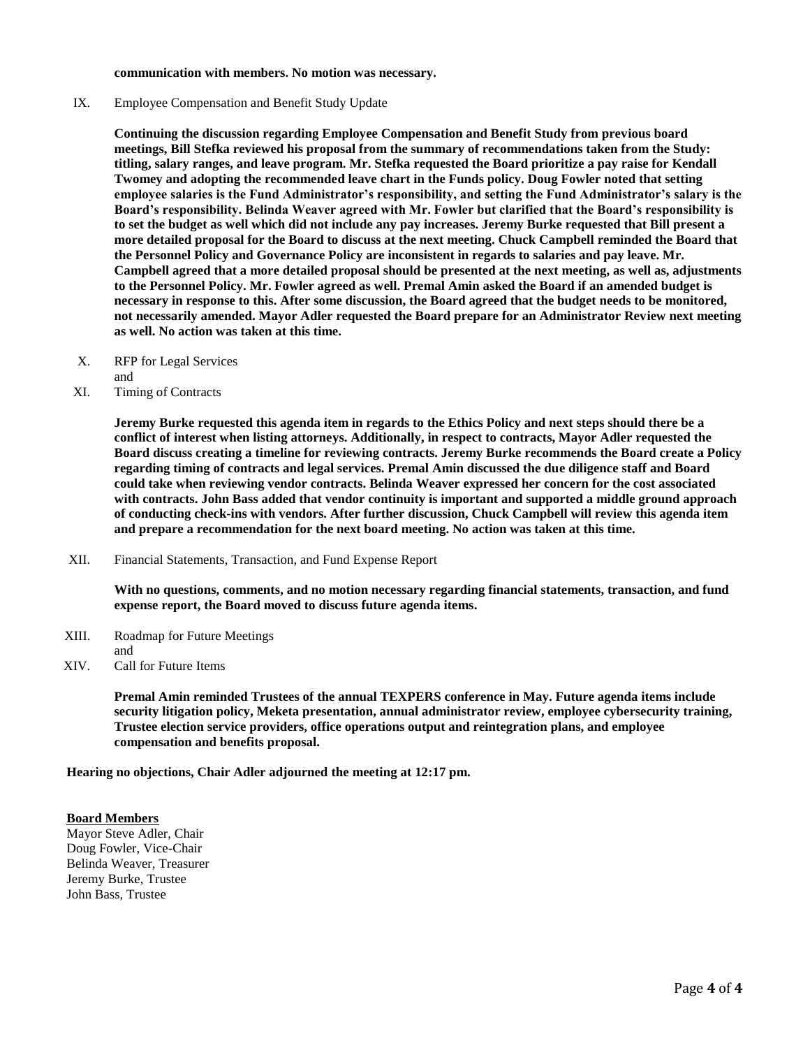**communication with members. No motion was necessary.**

IX. Employee Compensation and Benefit Study Update

**Continuing the discussion regarding Employee Compensation and Benefit Study from previous board meetings, Bill Stefka reviewed his proposal from the summary of recommendations taken from the Study: titling, salary ranges, and leave program. Mr. Stefka requested the Board prioritize a pay raise for Kendall Twomey and adopting the recommended leave chart in the Funds policy. Doug Fowler noted that setting employee salaries is the Fund Administrator's responsibility, and setting the Fund Administrator's salary is the Board's responsibility. Belinda Weaver agreed with Mr. Fowler but clarified that the Board's responsibility is to set the budget as well which did not include any pay increases. Jeremy Burke requested that Bill present a more detailed proposal for the Board to discuss at the next meeting. Chuck Campbell reminded the Board that the Personnel Policy and Governance Policy are inconsistent in regards to salaries and pay leave. Mr. Campbell agreed that a more detailed proposal should be presented at the next meeting, as well as, adjustments to the Personnel Policy. Mr. Fowler agreed as well. Premal Amin asked the Board if an amended budget is necessary in response to this. After some discussion, the Board agreed that the budget needs to be monitored, not necessarily amended. Mayor Adler requested the Board prepare for an Administrator Review next meeting as well. No action was taken at this time.**

X. RFP for Legal Services
and
XI. Timing of Contracts

**Jeremy Burke requested this agenda item in regards to the Ethics Policy and next steps should there be a conflict of interest when listing attorneys. Additionally, in respect to contracts, Mayor Adler requested the Board discuss creating a timeline for reviewing contracts. Jeremy Burke recommends the Board create a Policy regarding timing of contracts and legal services. Premal Amin discussed the due diligence staff and Board could take when reviewing vendor contracts. Belinda Weaver expressed her concern for the cost associated with contracts. John Bass added that vendor continuity is important and supported a middle ground approach of conducting check-ins with vendors. After further discussion, Chuck Campbell will review this agenda item and prepare a recommendation for the next board meeting. No action was taken at this time.**

XII. Financial Statements, Transaction, and Fund Expense Report

**With no questions, comments, and no motion necessary regarding financial statements, transaction, and fund expense report, the Board moved to discuss future agenda items.**

XIII. Roadmap for Future Meetings
and
XIV. Call for Future Items

**Premal Amin reminded Trustees of the annual TEXPERS conference in May. Future agenda items include security litigation policy, Meketa presentation, annual administrator review, employee cybersecurity training, Trustee election service providers, office operations output and reintegration plans, and employee compensation and benefits proposal.**

**Hearing no objections, Chair Adler adjourned the meeting at 12:17 pm.**

**Board Members**
Mayor Steve Adler, Chair
Doug Fowler, Vice-Chair
Belinda Weaver, Treasurer
Jeremy Burke, Trustee
John Bass, Trustee